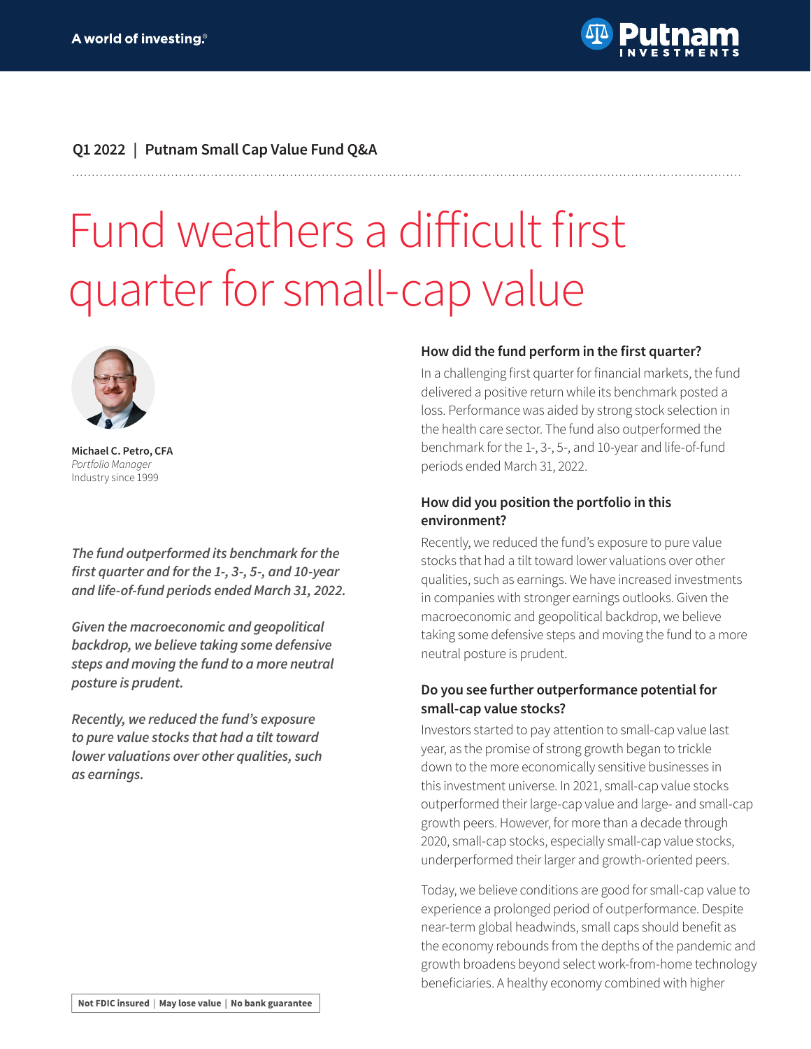A world of investing.®

Putnam INVESTMENTS

Q1 2022 | Putnam Small Cap Value Fund Q&A

# Fund weathers a difficult first quarter for small-cap value

**Michael C. Petro, CFA**
*Portfolio Manager*
Industry since 1999

***The fund outperformed its benchmark for the first quarter and for the 1-, 3-, 5-, and 10-year and life-of-fund periods ended March 31, 2022.***

***Given the macroeconomic and geopolitical backdrop, we believe taking some defensive steps and moving the fund to a more neutral posture is prudent.***

***Recently, we reduced the fund's exposure to pure value stocks that had a tilt toward lower valuations over other qualities, such as earnings.***

### How did the fund perform in the first quarter?

In a challenging first quarter for financial markets, the fund delivered a positive return while its benchmark posted a loss. Performance was aided by strong stock selection in the health care sector. The fund also outperformed the benchmark for the 1-, 3-, 5-, and 10-year and life-of-fund periods ended March 31, 2022.

### How did you position the portfolio in this environment?

Recently, we reduced the fund's exposure to pure value stocks that had a tilt toward lower valuations over other qualities, such as earnings. We have increased investments in companies with stronger earnings outlooks. Given the macroeconomic and geopolitical backdrop, we believe taking some defensive steps and moving the fund to a more neutral posture is prudent.

### Do you see further outperformance potential for small-cap value stocks?

Investors started to pay attention to small-cap value last year, as the promise of strong growth began to trickle down to the more economically sensitive businesses in this investment universe. In 2021, small-cap value stocks outperformed their large-cap value and large- and small-cap growth peers. However, for more than a decade through 2020, small-cap stocks, especially small-cap value stocks, underperformed their larger and growth-oriented peers.

Today, we believe conditions are good for small-cap value to experience a prolonged period of outperformance. Despite near-term global headwinds, small caps should benefit as the economy rebounds from the depths of the pandemic and growth broadens beyond select work-from-home technology beneficiaries. A healthy economy combined with higher

Not FDIC insured | May lose value | No bank guarantee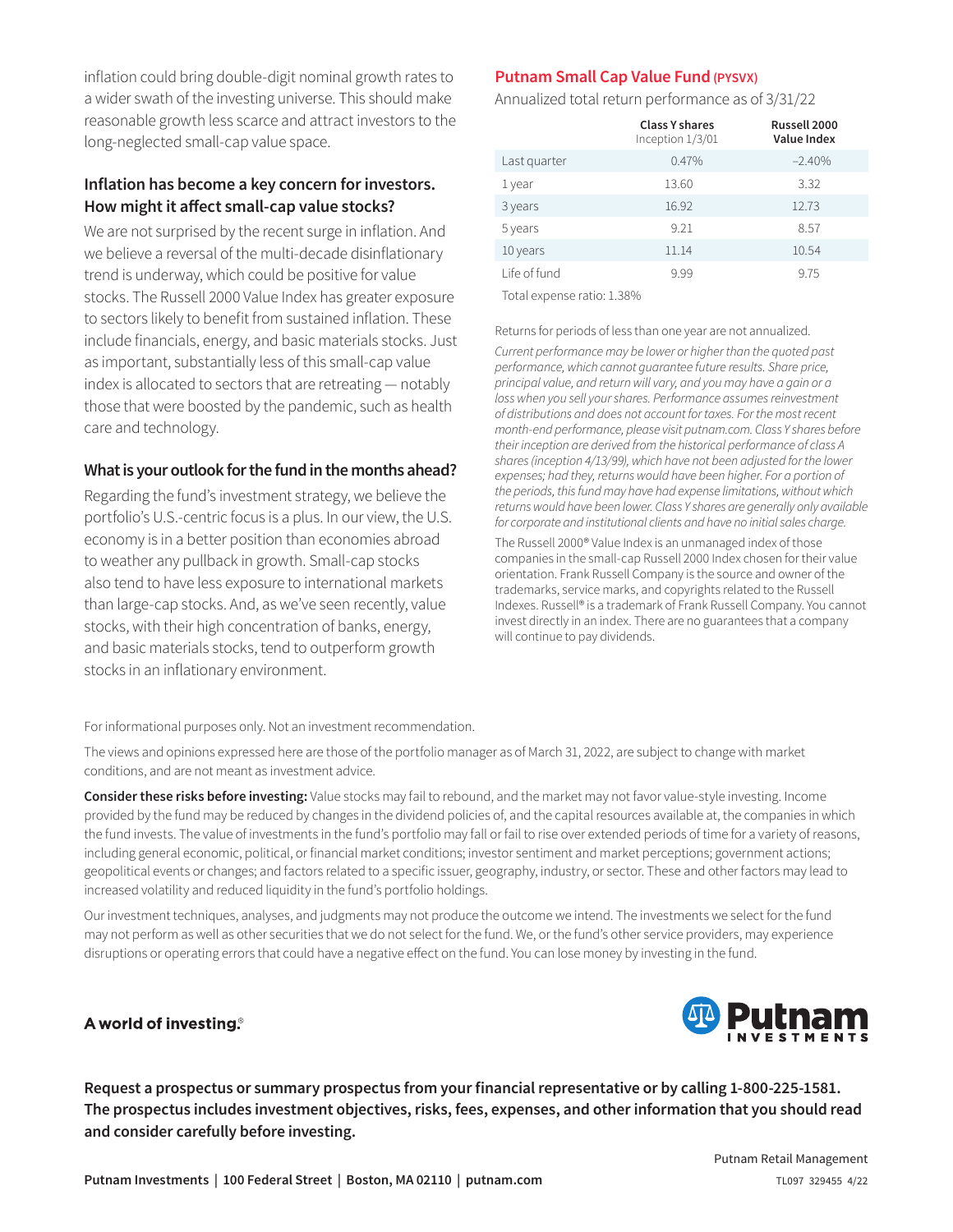inflation could bring double-digit nominal growth rates to a wider swath of the investing universe. This should make reasonable growth less scarce and attract investors to the long-neglected small-cap value space.

### Inflation has become a key concern for investors. How might it affect small-cap value stocks?

We are not surprised by the recent surge in inflation. And we believe a reversal of the multi-decade disinflationary trend is underway, which could be positive for value stocks. The Russell 2000 Value Index has greater exposure to sectors likely to benefit from sustained inflation. These include financials, energy, and basic materials stocks. Just as important, substantially less of this small-cap value index is allocated to sectors that are retreating — notably those that were boosted by the pandemic, such as health care and technology.

### What is your outlook for the fund in the months ahead?

Regarding the fund's investment strategy, we believe the portfolio's U.S.-centric focus is a plus. In our view, the U.S. economy is in a better position than economies abroad to weather any pullback in growth. Small-cap stocks also tend to have less exposure to international markets than large-cap stocks. And, as we've seen recently, value stocks, with their high concentration of banks, energy, and basic materials stocks, tend to outperform growth stocks in an inflationary environment.

## Putnam Small Cap Value Fund (PYSVX)

Annualized total return performance as of 3/31/22

| | Class Y shares Inception 1/3/01 | Russell 2000 Value Index |
|---|---|---|
| Last quarter | 0.47% | –2.40% |
| 1 year | 13.60 | 3.32 |
| 3 years | 16.92 | 12.73 |
| 5 years | 9.21 | 8.57 |
| 10 years | 11.14 | 10.54 |
| Life of fund | 9.99 | 9.75 |

Total expense ratio: 1.38%

Returns for periods of less than one year are not annualized.

*Current performance may be lower or higher than the quoted past performance, which cannot guarantee future results. Share price, principal value, and return will vary, and you may have a gain or a loss when you sell your shares. Performance assumes reinvestment of distributions and does not account for taxes. For the most recent month-end performance, please visit putnam.com. Class Y shares before their inception are derived from the historical performance of class A shares (inception 4/13/99), which have not been adjusted for the lower expenses; had they, returns would have been higher. For a portion of the periods, this fund may have had expense limitations, without which returns would have been lower. Class Y shares are generally only available for corporate and institutional clients and have no initial sales charge.*

The Russell 2000® Value Index is an unmanaged index of those companies in the small-cap Russell 2000 Index chosen for their value orientation. Frank Russell Company is the source and owner of the trademarks, service marks, and copyrights related to the Russell Indexes. Russell® is a trademark of Frank Russell Company. You cannot invest directly in an index. There are no guarantees that a company will continue to pay dividends.

For informational purposes only. Not an investment recommendation.

The views and opinions expressed here are those of the portfolio manager as of March 31, 2022, are subject to change with market conditions, and are not meant as investment advice.

**Consider these risks before investing:** Value stocks may fail to rebound, and the market may not favor value-style investing. Income provided by the fund may be reduced by changes in the dividend policies of, and the capital resources available at, the companies in which the fund invests. The value of investments in the fund's portfolio may fall or fail to rise over extended periods of time for a variety of reasons, including general economic, political, or financial market conditions; investor sentiment and market perceptions; government actions; geopolitical events or changes; and factors related to a specific issuer, geography, industry, or sector. These and other factors may lead to increased volatility and reduced liquidity in the fund's portfolio holdings.

Our investment techniques, analyses, and judgments may not produce the outcome we intend. The investments we select for the fund may not perform as well as other securities that we do not select for the fund. We, or the fund's other service providers, may experience disruptions or operating errors that could have a negative effect on the fund. You can lose money by investing in the fund.

**A world of investing.**®

Putnam INVESTMENTS

**Request a prospectus or summary prospectus from your financial representative or by calling 1-800-225-1581. The prospectus includes investment objectives, risks, fees, expenses, and other information that you should read and consider carefully before investing.**

Putnam Retail Management

**Putnam Investments | 100 Federal Street | Boston, MA 02110 | putnam.com**

TL097 329455 4/22